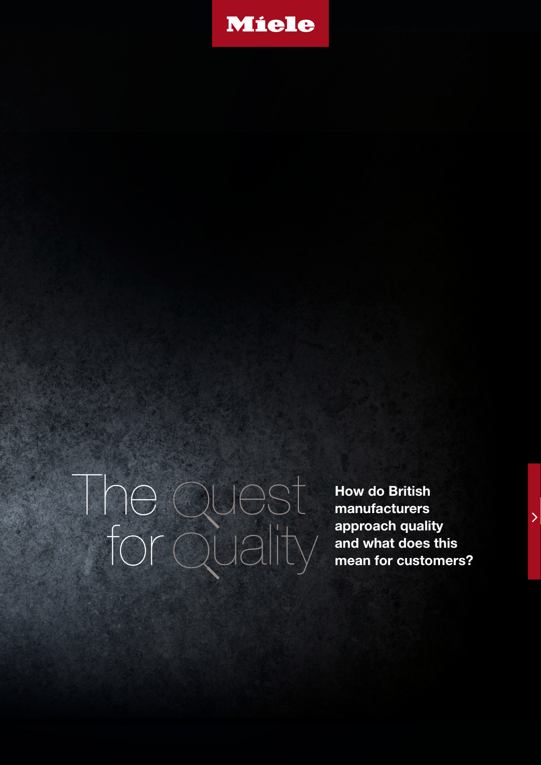Miele

# The Quest for Quality

**How do British manufacturers approach quality and what does this mean for customers?**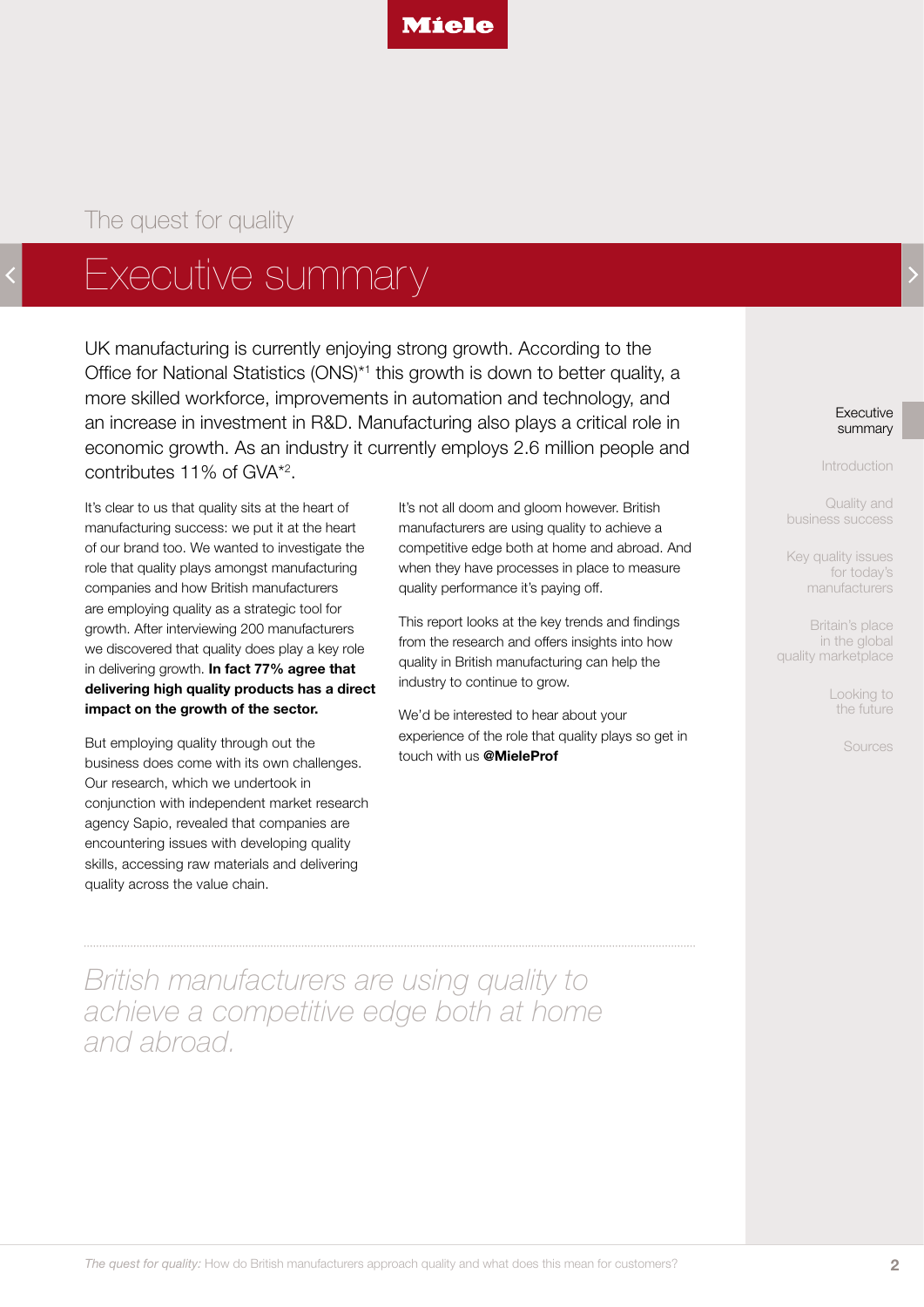The quest for quality

# Executive summary

UK manufacturing is currently enjoying strong growth. According to the Office for National Statistics (ONS)*[1] this growth is down to better quality, a more skilled workforce, improvements in automation and technology, and an increase in investment in R&D. Manufacturing also plays a critical role in economic growth. As an industry it currently employs 2.6 million people and contributes 11% of GVA*[2].

It's clear to us that quality sits at the heart of manufacturing success: we put it at the heart of our brand too. We wanted to investigate the role that quality plays amongst manufacturing companies and how British manufacturers are employing quality as a strategic tool for growth. After interviewing 200 manufacturers we discovered that quality does play a key role in delivering growth. **In fact 77% agree that delivering high quality products has a direct impact on the growth of the sector.**

But employing quality through out the business does come with its own challenges. Our research, which we undertook in conjunction with independent market research agency Sapio, revealed that companies are encountering issues with developing quality skills, accessing raw materials and delivering quality across the value chain.

It's not all doom and gloom however. British manufacturers are using quality to achieve a competitive edge both at home and abroad. And when they have processes in place to measure quality performance it's paying off.

This report looks at the key trends and findings from the research and offers insights into how quality in British manufacturing can help the industry to continue to grow.

We'd be interested to hear about your experience of the role that quality plays so get in touch with us **@MieleProf**

*British manufacturers are using quality to achieve a competitive edge both at home and abroad.*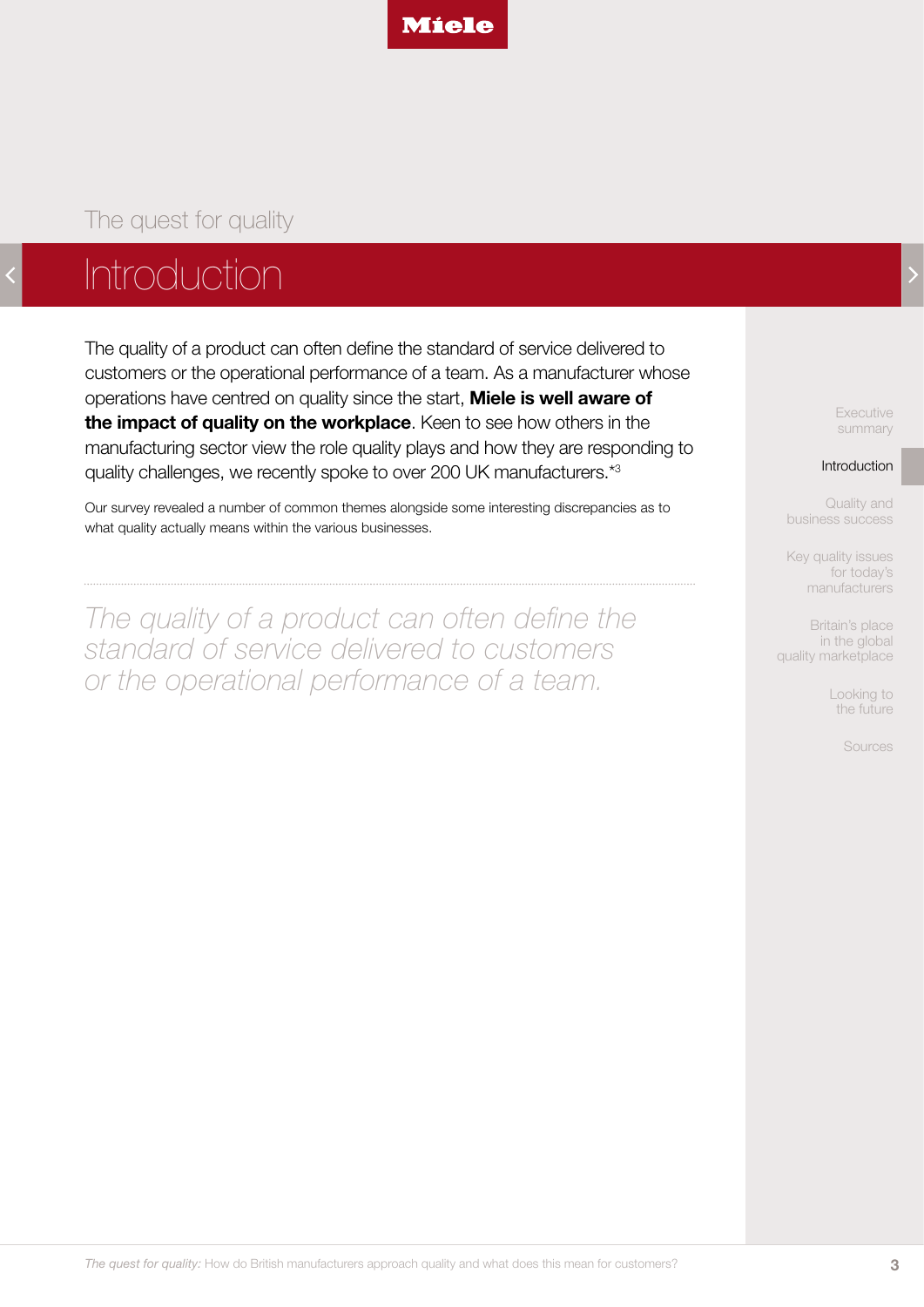The quest for quality

# Introduction

The quality of a product can often define the standard of service delivered to customers or the operational performance of a team. As a manufacturer whose operations have centred on quality since the start, **Miele is well aware of the impact of quality on the workplace**. Keen to see how others in the manufacturing sector view the role quality plays and how they are responding to quality challenges, we recently spoke to over 200 UK manufacturers.*[3]

Our survey revealed a number of common themes alongside some interesting discrepancies as to what quality actually means within the various businesses.

---

*The quality of a product can often define the standard of service delivered to customers or the operational performance of a team.*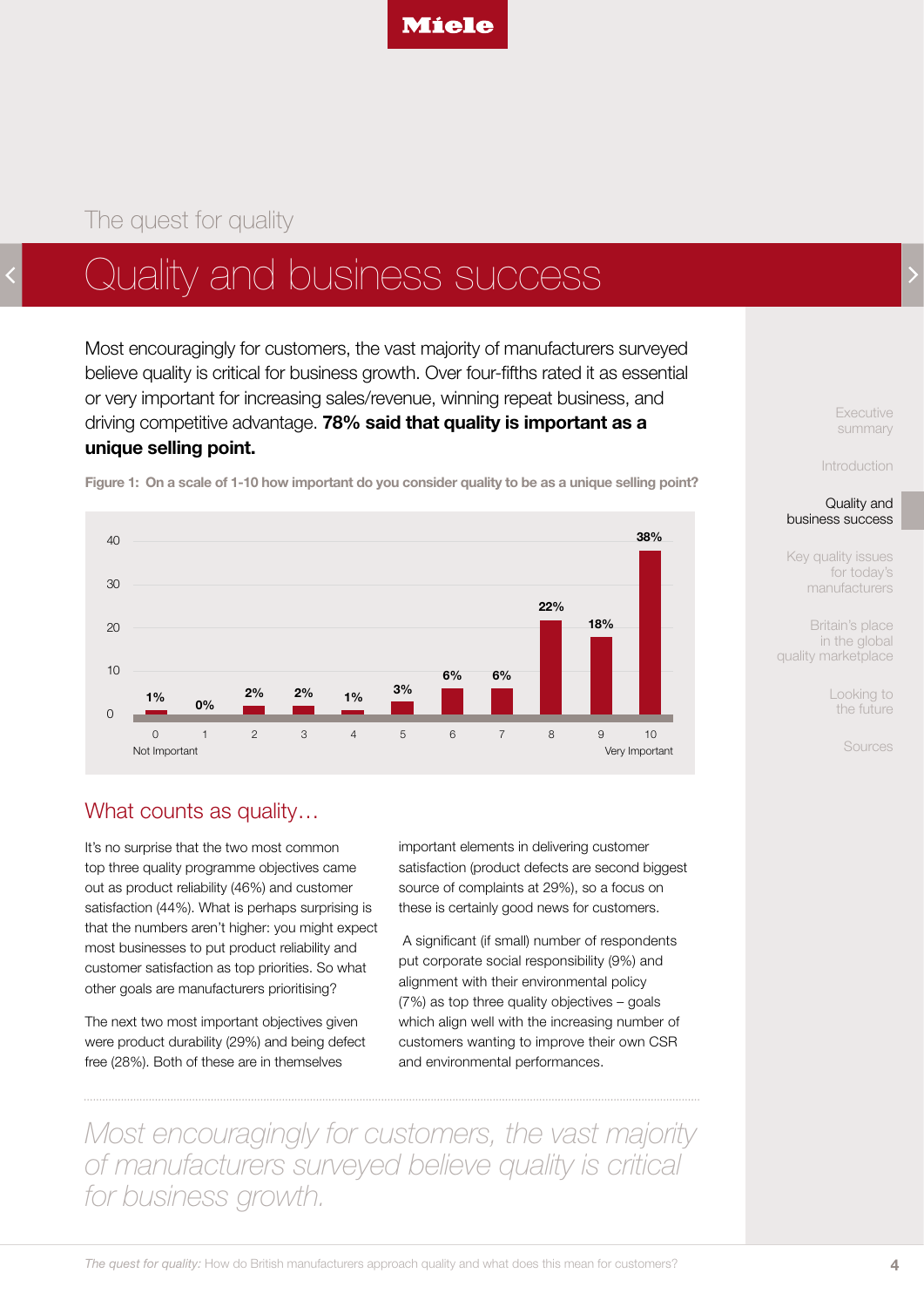The quest for quality

# Quality and business success

Most encouragingly for customers, the vast majority of manufacturers surveyed believe quality is critical for business growth. Over four-fifths rated it as essential or very important for increasing sales/revenue, winning repeat business, and driving competitive advantage. **78% said that quality is important as a unique selling point.**

**Figure 1: On a scale of 1-10 how important do you consider quality to be as a unique selling point?**

| Scale | 0 (Not Important) | 1 | 2 | 3 | 4 | 5 | 6 | 7 | 8 | 9 | 10 (Very Important) |
|---|---|---|---|---|---|---|---|---|---|---|---|
| % | 1% | 0% | 2% | 2% | 1% | 3% | 6% | 6% | 22% | 18% | 38% |

## What counts as quality…

It's no surprise that the two most common top three quality programme objectives came out as product reliability (46%) and customer satisfaction (44%). What is perhaps surprising is that the numbers aren't higher: you might expect most businesses to put product reliability and customer satisfaction as top priorities. So what other goals are manufacturers prioritising?

The next two most important objectives given were product durability (29%) and being defect free (28%). Both of these are in themselves important elements in delivering customer satisfaction (product defects are second biggest source of complaints at 29%), so a focus on these is certainly good news for customers.

A significant (if small) number of respondents put corporate social responsibility (9%) and alignment with their environmental policy (7%) as top three quality objectives – goals which align well with the increasing number of customers wanting to improve their own CSR and environmental performances.

*Most encouragingly for customers, the vast majority of manufacturers surveyed believe quality is critical for business growth.*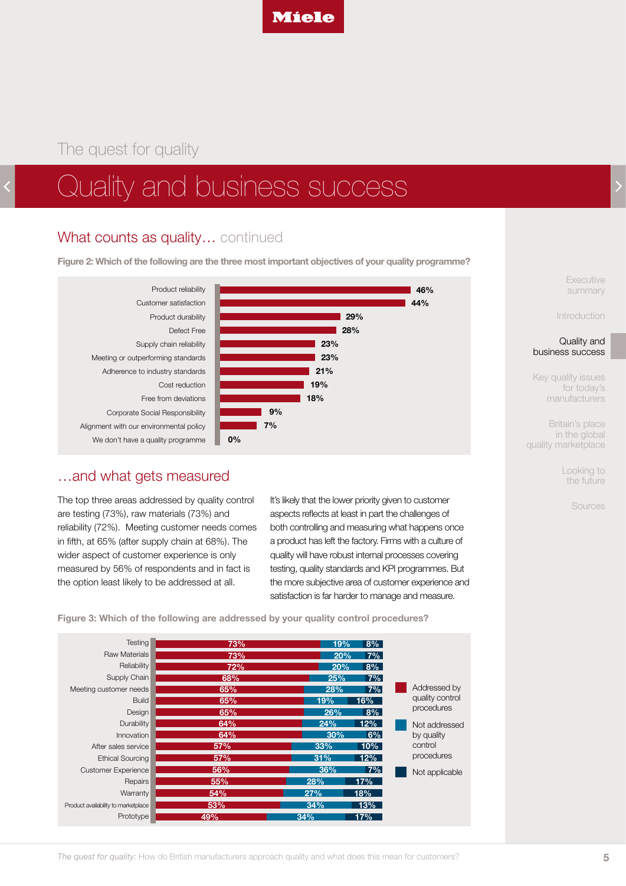The quest for quality

# Quality and business success

## What counts as quality… continued

**Figure 2: Which of the following are the three most important objectives of your quality programme?**

| Objective | % |
|---|---|
| Product reliability | 46% |
| Customer satisfaction | 44% |
| Product durability | 29% |
| Defect Free | 28% |
| Supply chain reliability | 23% |
| Meeting or outperforming standards | 23% |
| Adherence to industry standards | 21% |
| Cost reduction | 19% |
| Free from deviations | 18% |
| Corporate Social Responsibility | 9% |
| Alignment with our environmental policy | 7% |
| We don't have a quality programme | 0% |

## …and what gets measured

The top three areas addressed by quality control are testing (73%), raw materials (73%) and reliability (72%). Meeting customer needs comes in fifth, at 65% (after supply chain at 68%). The wider aspect of customer experience is only measured by 56% of respondents and in fact is the option least likely to be addressed at all.

It's likely that the lower priority given to customer aspects reflects at least in part the challenges of both controlling and measuring what happens once a product has left the factory. Firms with a culture of quality will have robust internal processes covering testing, quality standards and KPI programmes. But the more subjective area of customer experience and satisfaction is far harder to manage and measure.

**Figure 3: Which of the following are addressed by your quality control procedures?**

| Area | Addressed by quality control procedures | Not addressed by quality control procedures | Not applicable |
|---|---|---|---|
| Testing | 73% | 19% | 8% |
| Raw Materials | 73% | 20% | 7% |
| Reliability | 72% | 20% | 8% |
| Supply Chain | 68% | 25% | 7% |
| Meeting customer needs | 65% | 28% | 7% |
| Build | 65% | 19% | 16% |
| Design | 65% | 26% | 8% |
| Durability | 64% | 24% | 12% |
| Innovation | 64% | 30% | 6% |
| After sales service | 57% | 33% | 10% |
| Ethical Sourcing | 57% | 31% | 12% |
| Customer Experience | 56% | 36% | 7% |
| Repairs | 55% | 28% | 17% |
| Warranty | 54% | 27% | 18% |
| Product availability to marketplace | 53% | 34% | 13% |
| Prototype | 49% | 34% | 17% |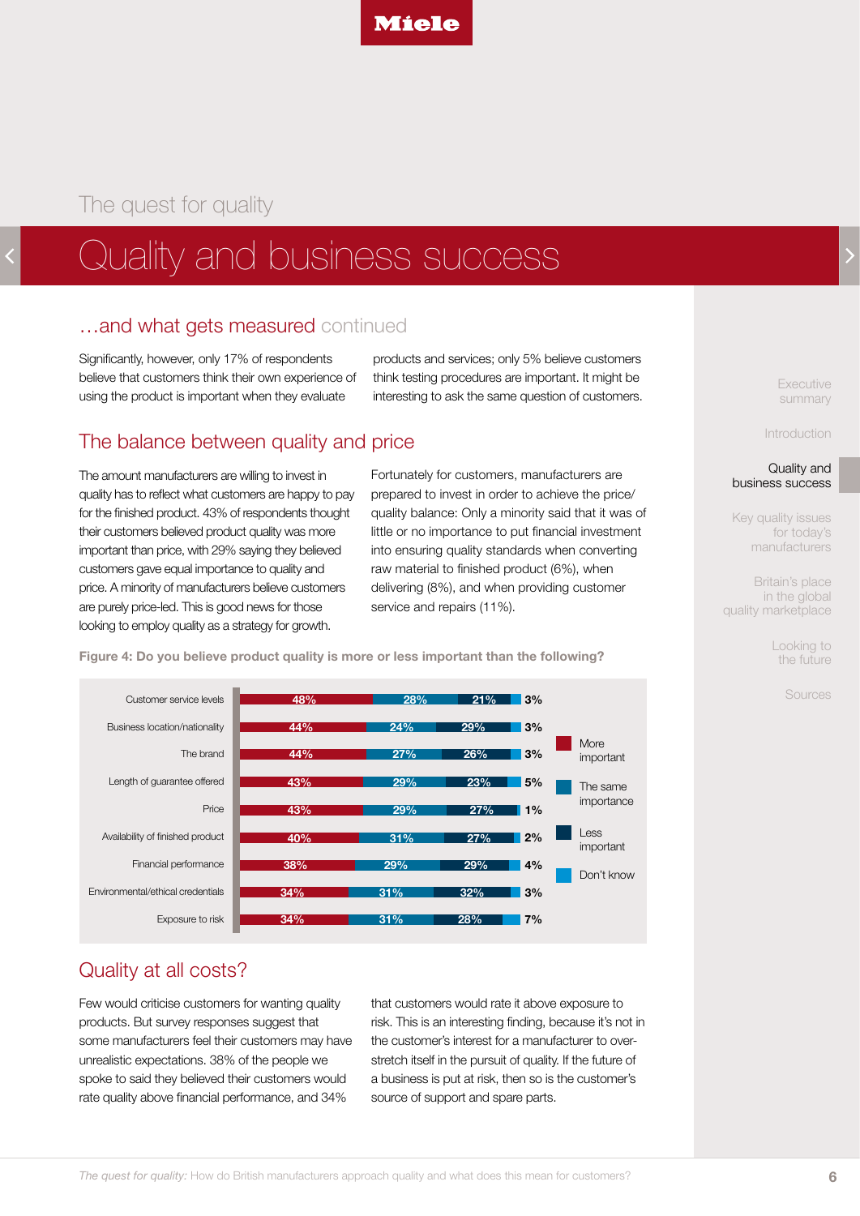The quest for quality

# Quality and business success

## …and what gets measured continued

Significantly, however, only 17% of respondents believe that customers think their own experience of using the product is important when they evaluate products and services; only 5% believe customers think testing procedures are important. It might be interesting to ask the same question of customers.

## The balance between quality and price

The amount manufacturers are willing to invest in quality has to reflect what customers are happy to pay for the finished product. 43% of respondents thought their customers believed product quality was more important than price, with 29% saying they believed customers gave equal importance to quality and price. A minority of manufacturers believe customers are purely price-led. This is good news for those looking to employ quality as a strategy for growth.

Fortunately for customers, manufacturers are prepared to invest in order to achieve the price/quality balance: Only a minority said that it was of little or no importance to put financial investment into ensuring quality standards when converting raw material to finished product (6%), when delivering (8%), and when providing customer service and repairs (11%).

**Figure 4: Do you believe product quality is more or less important than the following?**

| | More important | The same importance | Less important | Don't know |
|---|---|---|---|---|
| Customer service levels | 48% | 28% | 21% | 3% |
| Business location/nationality | 44% | 24% | 29% | 3% |
| The brand | 44% | 27% | 26% | 3% |
| Length of guarantee offered | 43% | 29% | 23% | 5% |
| Price | 43% | 29% | 27% | 1% |
| Availability of finished product | 40% | 31% | 27% | 2% |
| Financial performance | 38% | 29% | 29% | 4% |
| Environmental/ethical credentials | 34% | 31% | 32% | 3% |
| Exposure to risk | 34% | 31% | 28% | 7% |

## Quality at all costs?

Few would criticise customers for wanting quality products. But survey responses suggest that some manufacturers feel their customers may have unrealistic expectations. 38% of the people we spoke to said they believed their customers would rate quality above financial performance, and 34% that customers would rate it above exposure to risk. This is an interesting finding, because it's not in the customer's interest for a manufacturer to over-stretch itself in the pursuit of quality. If the future of a business is put at risk, then so is the customer's source of support and spare parts.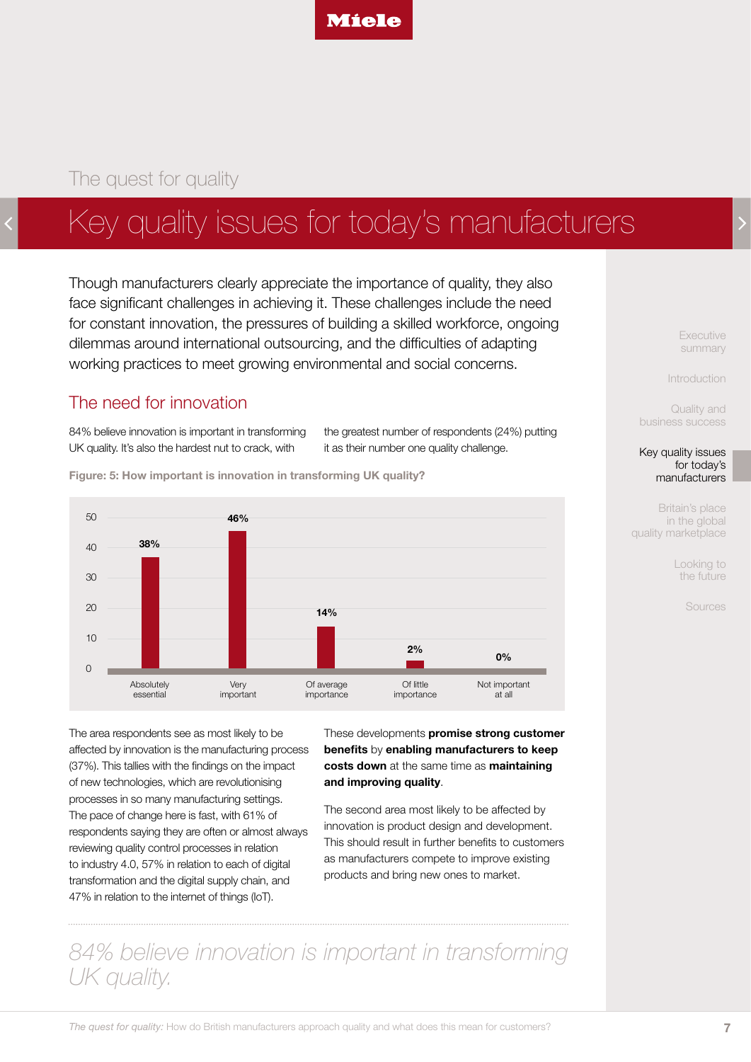The quest for quality

# Key quality issues for today's manufacturers

Though manufacturers clearly appreciate the importance of quality, they also face significant challenges in achieving it. These challenges include the need for constant innovation, the pressures of building a skilled workforce, ongoing dilemmas around international outsourcing, and the difficulties of adapting working practices to meet growing environmental and social concerns.

## The need for innovation

84% believe innovation is important in transforming UK quality. It's also the hardest nut to crack, with the greatest number of respondents (24%) putting it as their number one quality challenge.

**Figure: 5: How important is innovation in transforming UK quality?**

| Absolutely essential | Very important | Of average importance | Of little importance | Not important at all |
| --- | --- | --- | --- | --- |
| 38% | 46% | 14% | 2% | 0% |

The area respondents see as most likely to be affected by innovation is the manufacturing process (37%). This tallies with the findings on the impact of new technologies, which are revolutionising processes in so many manufacturing settings. The pace of change here is fast, with 61% of respondents saying they are often or almost always reviewing quality control processes in relation to industry 4.0, 57% in relation to each of digital transformation and the digital supply chain, and 47% in relation to the internet of things (IoT).

These developments **promise strong customer benefits** by **enabling manufacturers to keep costs down** at the same time as **maintaining and improving quality**.

The second area most likely to be affected by innovation is product design and development. This should result in further benefits to customers as manufacturers compete to improve existing products and bring new ones to market.

*84% believe innovation is important in transforming UK quality.*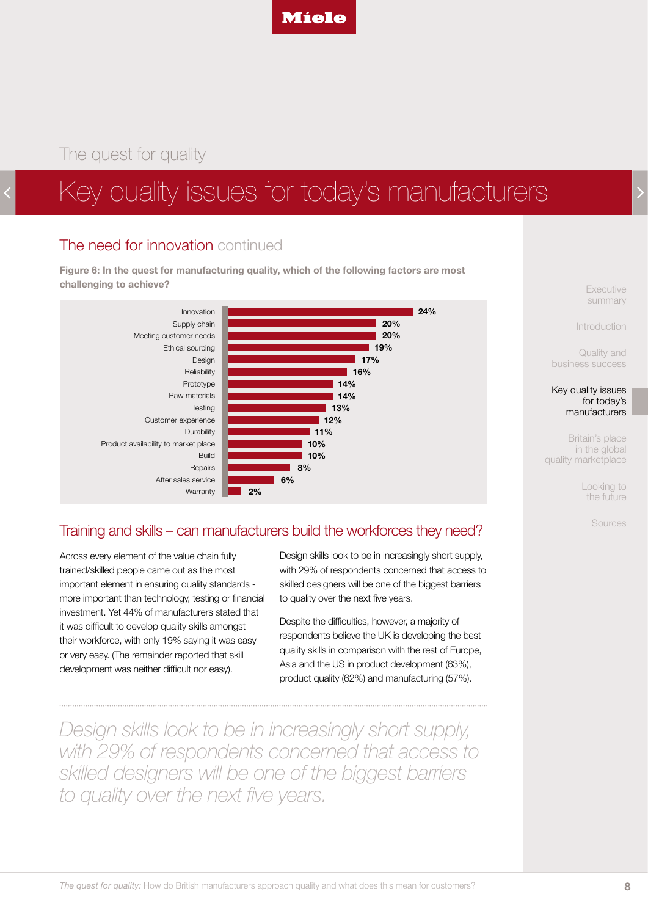The quest for quality

# Key quality issues for today's manufacturers

## The need for innovation continued

**Figure 6: In the quest for manufacturing quality, which of the following factors are most challenging to achieve?**

| Factor | % |
|---|---|
| Innovation | 24% |
| Supply chain | 20% |
| Meeting customer needs | 20% |
| Ethical sourcing | 19% |
| Design | 17% |
| Reliability | 16% |
| Prototype | 14% |
| Raw materials | 14% |
| Testing | 13% |
| Customer experience | 12% |
| Durability | 11% |
| Product availability to market place | 10% |
| Build | 10% |
| Repairs | 8% |
| After sales service | 6% |
| Warranty | 2% |

## Training and skills – can manufacturers build the workforces they need?

Across every element of the value chain fully trained/skilled people came out as the most important element in ensuring quality standards - more important than technology, testing or financial investment. Yet 44% of manufacturers stated that it was difficult to develop quality skills amongst their workforce, with only 19% saying it was easy or very easy. (The remainder reported that skill development was neither difficult nor easy).

Design skills look to be in increasingly short supply, with 29% of respondents concerned that access to skilled designers will be one of the biggest barriers to quality over the next five years.

Despite the difficulties, however, a majority of respondents believe the UK is developing the best quality skills in comparison with the rest of Europe, Asia and the US in product development (63%), product quality (62%) and manufacturing (57%).

*Design skills look to be in increasingly short supply, with 29% of respondents concerned that access to skilled designers will be one of the biggest barriers to quality over the next five years.*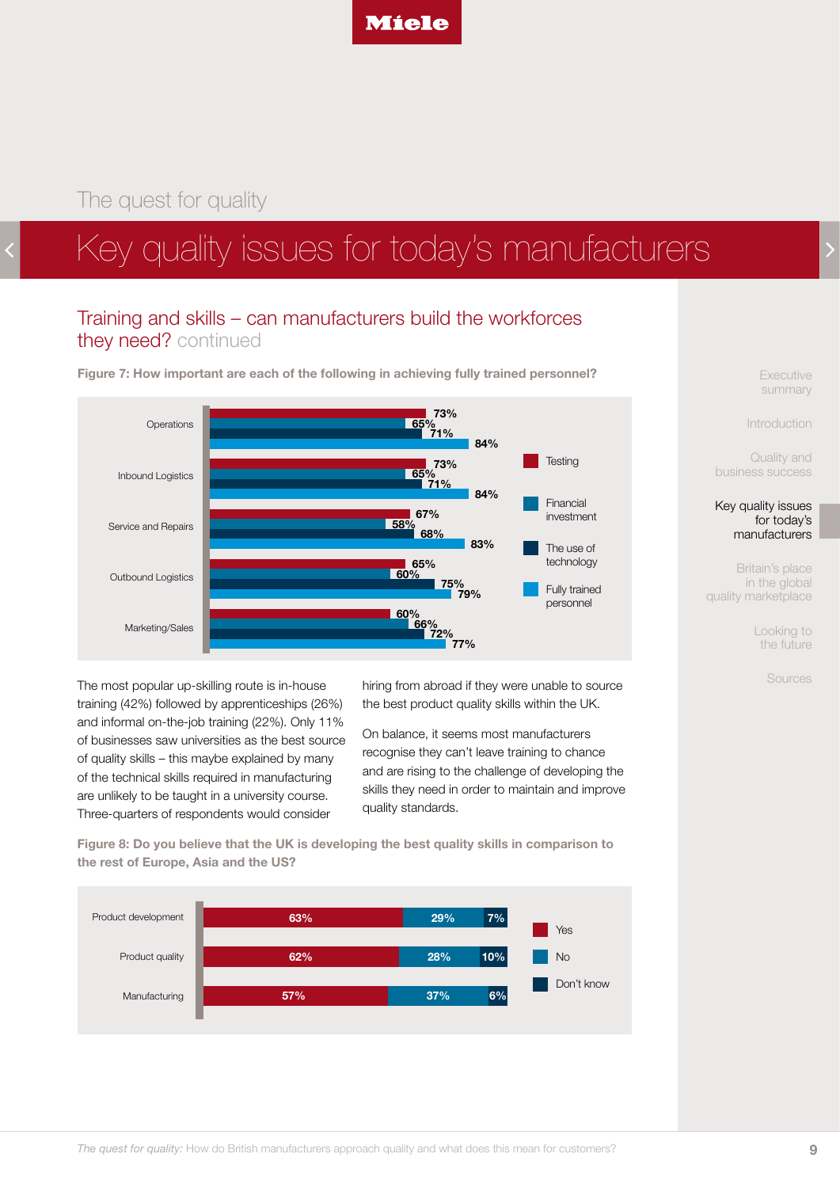The quest for quality

# Key quality issues for today's manufacturers

## Training and skills – can manufacturers build the workforces they need? continued

**Figure 7: How important are each of the following in achieving fully trained personnel?**

| | Testing | Financial investment | The use of technology | Fully trained personnel |
|---|---|---|---|---|
| Operations | 73% | 65% | 71% | 84% |
| Inbound Logistics | 73% | 65% | 71% | 84% |
| Service and Repairs | 67% | 58% | 68% | 83% |
| Outbound Logistics | 65% | 60% | 75% | 79% |
| Marketing/Sales | 60% | 66% | 72% | 77% |

The most popular up-skilling route is in-house training (42%) followed by apprenticeships (26%) and informal on-the-job training (22%). Only 11% of businesses saw universities as the best source of quality skills – this maybe explained by many of the technical skills required in manufacturing are unlikely to be taught in a university course. Three-quarters of respondents would consider hiring from abroad if they were unable to source the best product quality skills within the UK.

On balance, it seems most manufacturers recognise they can't leave training to chance and are rising to the challenge of developing the skills they need in order to maintain and improve quality standards.

**Figure 8: Do you believe that the UK is developing the best quality skills in comparison to the rest of Europe, Asia and the US?**

| | Yes | No | Don't know |
|---|---|---|---|
| Product development | 63% | 29% | 7% |
| Product quality | 62% | 28% | 10% |
| Manufacturing | 57% | 37% | 6% |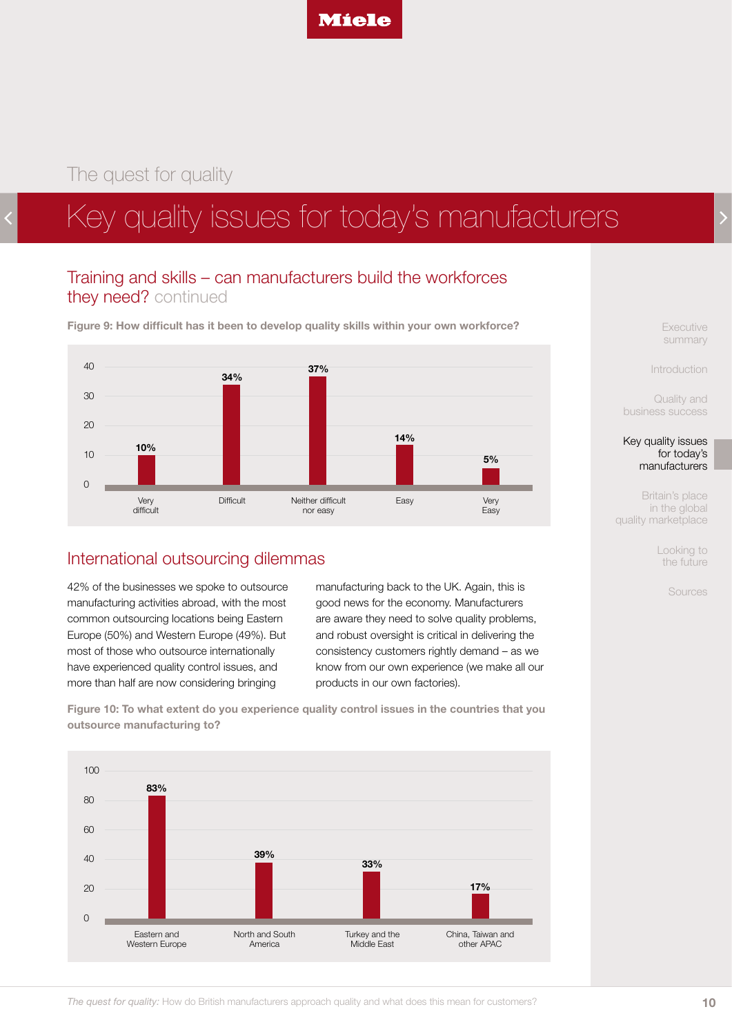The quest for quality

# Key quality issues for today's manufacturers

## Training and skills – can manufacturers build the workforces they need? continued

**Figure 9: How difficult has it been to develop quality skills within your own workforce?**

| Response | % |
|---|---|
| Very difficult | 10% |
| Difficult | 34% |
| Neither difficult nor easy | 37% |
| Easy | 14% |
| Very Easy | 5% |

## International outsourcing dilemmas

42% of the businesses we spoke to outsource manufacturing activities abroad, with the most common outsourcing locations being Eastern Europe (50%) and Western Europe (49%). But most of those who outsource internationally have experienced quality control issues, and more than half are now considering bringing manufacturing back to the UK. Again, this is good news for the economy. Manufacturers are aware they need to solve quality problems, and robust oversight is critical in delivering the consistency customers rightly demand – as we know from our own experience (we make all our products in our own factories).

**Figure 10: To what extent do you experience quality control issues in the countries that you outsource manufacturing to?**

| Region | % |
|---|---|
| Eastern and Western Europe | 83% |
| North and South America | 39% |
| Turkey and the Middle East | 33% |
| China, Taiwan and other APAC | 17% |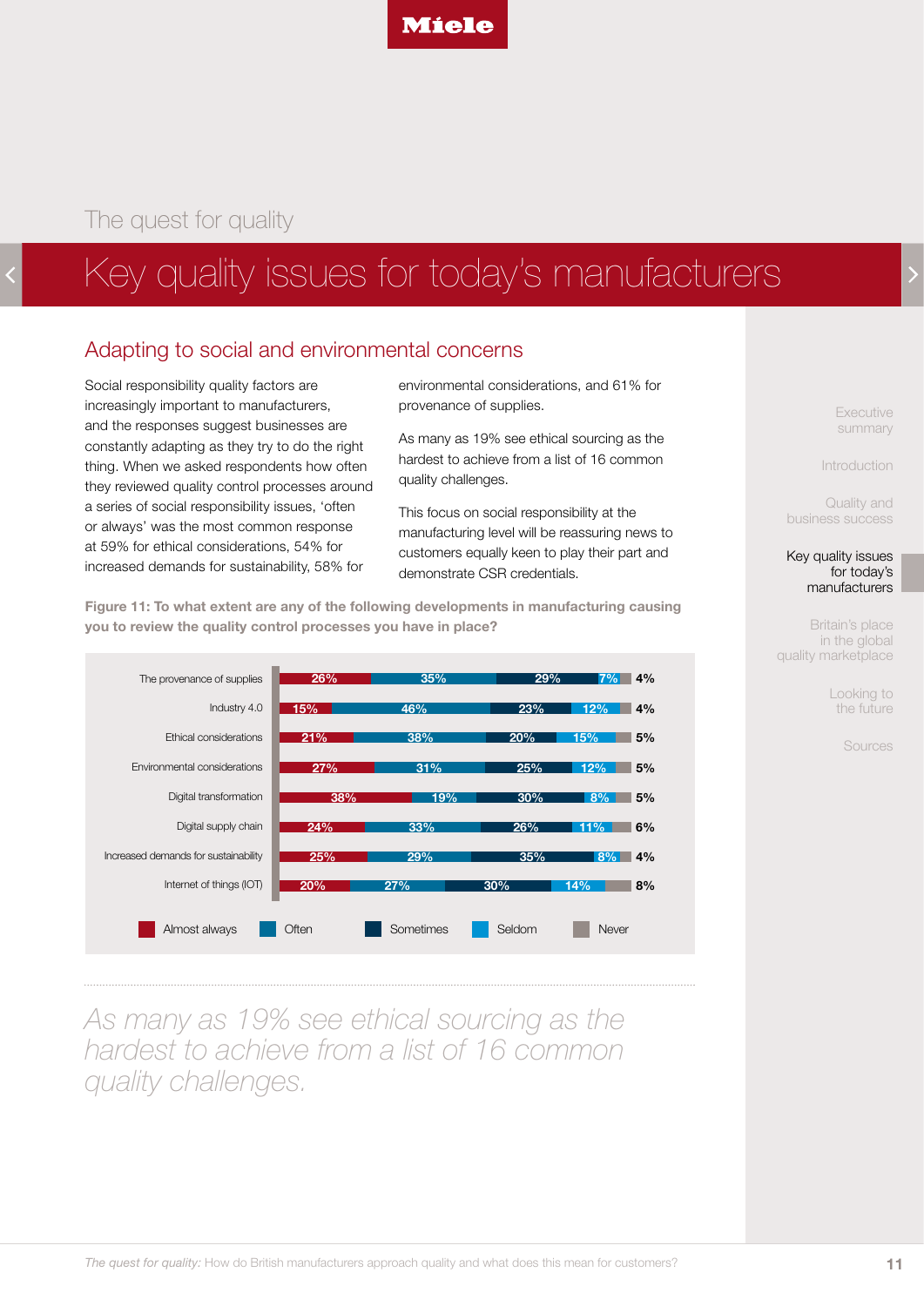The quest for quality

# Key quality issues for today's manufacturers

## Adapting to social and environmental concerns

Social responsibility quality factors are increasingly important to manufacturers, and the responses suggest businesses are constantly adapting as they try to do the right thing. When we asked respondents how often they reviewed quality control processes around a series of social responsibility issues, 'often or always' was the most common response at 59% for ethical considerations, 54% for increased demands for sustainability, 58% for environmental considerations, and 61% for provenance of supplies.

As many as 19% see ethical sourcing as the hardest to achieve from a list of 16 common quality challenges.

This focus on social responsibility at the manufacturing level will be reassuring news to customers equally keen to play their part and demonstrate CSR credentials.

**Figure 11: To what extent are any of the following developments in manufacturing causing you to review the quality control processes you have in place?**

| | Almost always | Often | Sometimes | Seldom | Never |
|---|---|---|---|---|---|
| The provenance of supplies | 26% | 35% | 29% | 7% | 4% |
| Industry 4.0 | 15% | 46% | 23% | 12% | 4% |
| Ethical considerations | 21% | 38% | 20% | 15% | 5% |
| Environmental considerations | 27% | 31% | 25% | 12% | 5% |
| Digital transformation | 38% | 19% | 30% | 8% | 5% |
| Digital supply chain | 24% | 33% | 26% | 11% | 6% |
| Increased demands for sustainability | 25% | 29% | 35% | 8% | 4% |
| Internet of things (IOT) | 20% | 27% | 30% | 14% | 8% |

*As many as 19% see ethical sourcing as the hardest to achieve from a list of 16 common quality challenges.*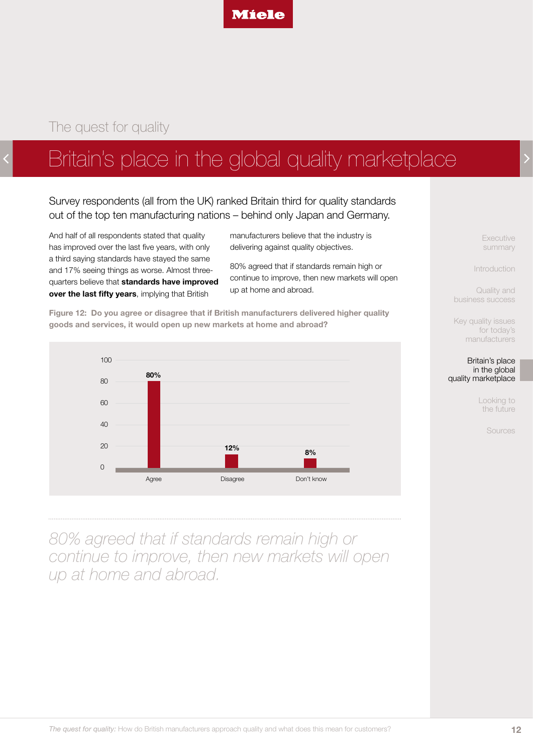## The quest for quality

# Britain's place in the global quality marketplace

Survey respondents (all from the UK) ranked Britain third for quality standards out of the top ten manufacturing nations – behind only Japan and Germany.

And half of all respondents stated that quality has improved over the last five years, with only a third saying standards have stayed the same and 17% seeing things as worse. Almost three-quarters believe that **standards have improved over the last fifty years**, implying that British manufacturers believe that the industry is delivering against quality objectives.

80% agreed that if standards remain high or continue to improve, then new markets will open up at home and abroad.

**Figure 12: Do you agree or disagree that if British manufacturers delivered higher quality goods and services, it would open up new markets at home and abroad?**

| Response | % |
|---|---|
| Agree | 80% |
| Disagree | 12% |
| Don't know | 8% |

*80% agreed that if standards remain high or continue to improve, then new markets will open up at home and abroad.*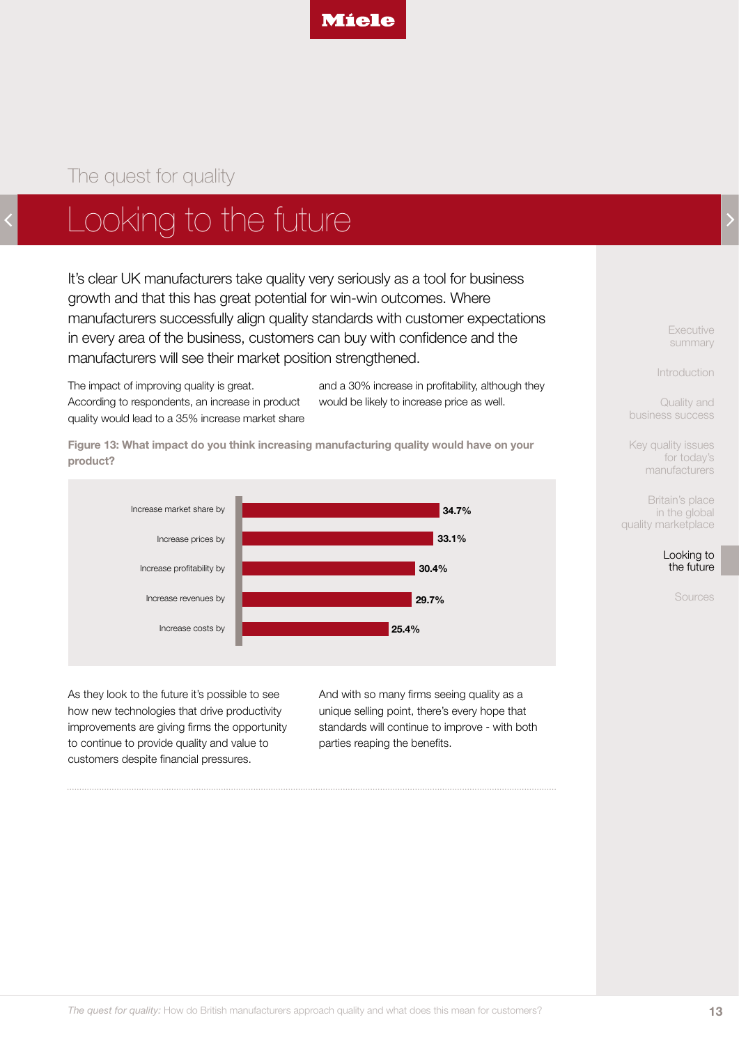The quest for quality

# Looking to the future

It's clear UK manufacturers take quality very seriously as a tool for business growth and that this has great potential for win-win outcomes. Where manufacturers successfully align quality standards with customer expectations in every area of the business, customers can buy with confidence and the manufacturers will see their market position strengthened.

The impact of improving quality is great. According to respondents, an increase in product quality would lead to a 35% increase market share and a 30% increase in profitability, although they would be likely to increase price as well.

**Figure 13: What impact do you think increasing manufacturing quality would have on your product?**

| Impact | % |
|---|---|
| Increase market share by | 34.7% |
| Increase prices by | 33.1% |
| Increase profitability by | 30.4% |
| Increase revenues by | 29.7% |
| Increase costs by | 25.4% |

As they look to the future it's possible to see how new technologies that drive productivity improvements are giving firms the opportunity to continue to provide quality and value to customers despite financial pressures.

And with so many firms seeing quality as a unique selling point, there's every hope that standards will continue to improve - with both parties reaping the benefits.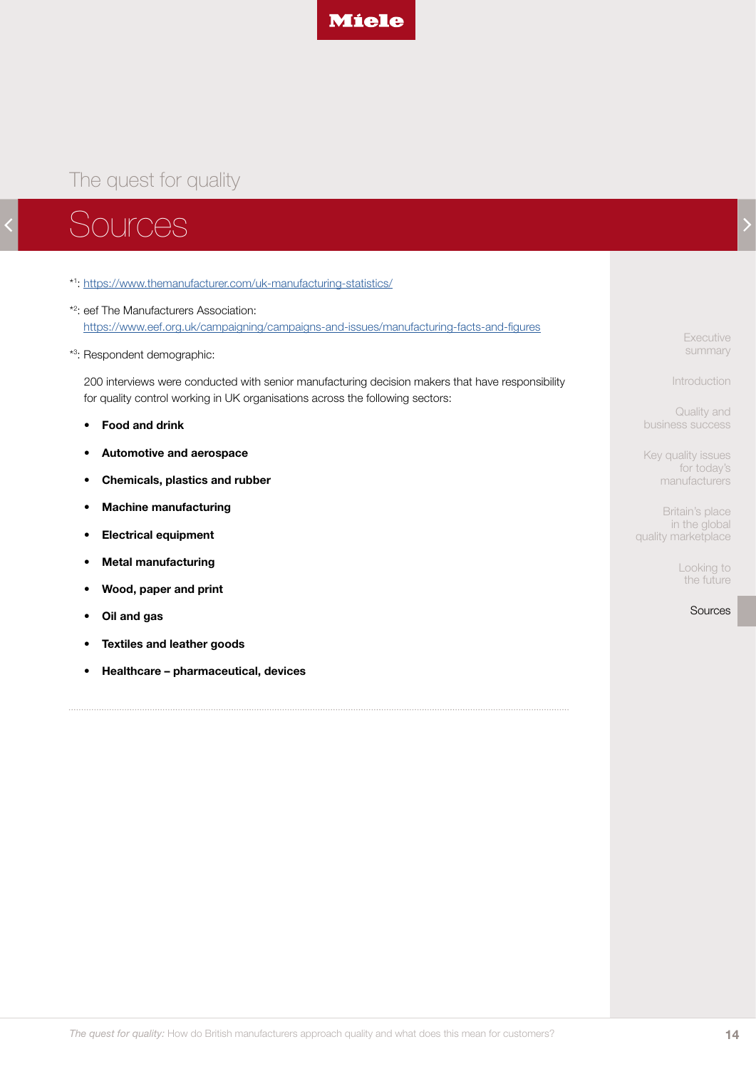# Sources

*[1]: https://www.themanufacturer.com/uk-manufacturing-statistics/

*[2]: eef The Manufacturers Association: https://www.eef.org.uk/campaigning/campaigns-and-issues/manufacturing-facts-and-figures

*[3]: Respondent demographic:

200 interviews were conducted with senior manufacturing decision makers that have responsibility for quality control working in UK organisations across the following sectors:

- **Food and drink**
- **Automotive and aerospace**
- **Chemicals, plastics and rubber**
- **Machine manufacturing**
- **Electrical equipment**
- **Metal manufacturing**
- **Wood, paper and print**
- **Oil and gas**
- **Textiles and leather goods**
- **Healthcare – pharmaceutical, devices**